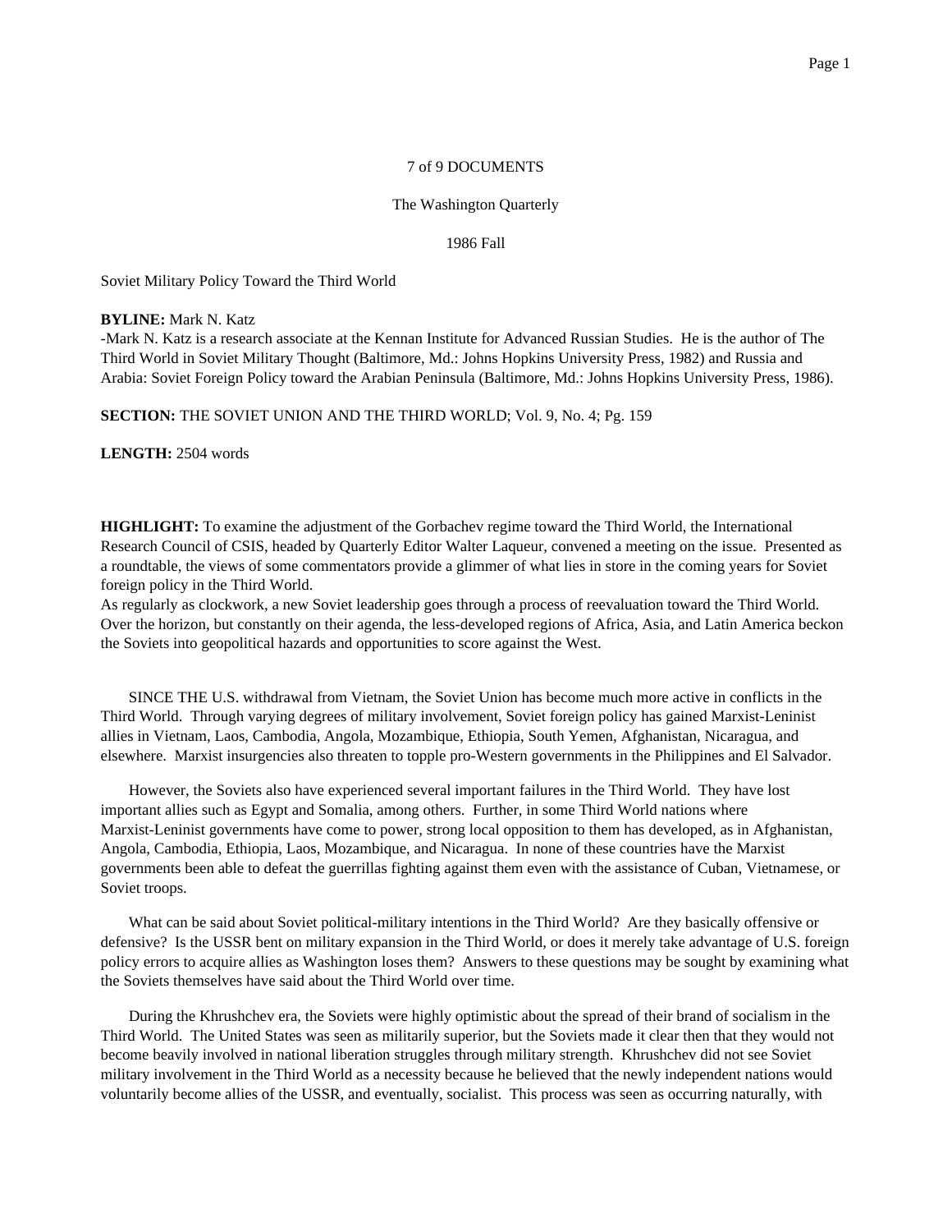7 of 9 DOCUMENTS

The Washington Quarterly

1986 Fall

# Soviet Military Policy Toward the Third World

**BYLINE:** Mark N. Katz

-Mark N. Katz is a research associate at the Kennan Institute for Advanced Russian Studies. He is the author of The Third World in Soviet Military Thought (Baltimore, Md.: Johns Hopkins University Press, 1982) and Russia and Arabia: Soviet Foreign Policy toward the Arabian Peninsula (Baltimore, Md.: Johns Hopkins University Press, 1986).

**SECTION:** THE SOVIET UNION AND THE THIRD WORLD; Vol. 9, No. 4; Pg. 159

**LENGTH:** 2504 words

**HIGHLIGHT:** To examine the adjustment of the Gorbachev regime toward the Third World, the International Research Council of CSIS, headed by Quarterly Editor Walter Laqueur, convened a meeting on the issue. Presented as a roundtable, the views of some commentators provide a glimmer of what lies in store in the coming years for Soviet foreign policy in the Third World.
As regularly as clockwork, a new Soviet leadership goes through a process of reevaluation toward the Third World. Over the horizon, but constantly on their agenda, the less-developed regions of Africa, Asia, and Latin America beckon the Soviets into geopolitical hazards and opportunities to score against the West.

SINCE THE U.S. withdrawal from Vietnam, the Soviet Union has become much more active in conflicts in the Third World. Through varying degrees of military involvement, Soviet foreign policy has gained Marxist-Leninist allies in Vietnam, Laos, Cambodia, Angola, Mozambique, Ethiopia, South Yemen, Afghanistan, Nicaragua, and elsewhere. Marxist insurgencies also threaten to topple pro-Western governments in the Philippines and El Salvador.

However, the Soviets also have experienced several important failures in the Third World. They have lost important allies such as Egypt and Somalia, among others. Further, in some Third World nations where Marxist-Leninist governments have come to power, strong local opposition to them has developed, as in Afghanistan, Angola, Cambodia, Ethiopia, Laos, Mozambique, and Nicaragua. In none of these countries have the Marxist governments been able to defeat the guerrillas fighting against them even with the assistance of Cuban, Vietnamese, or Soviet troops.

What can be said about Soviet political-military intentions in the Third World? Are they basically offensive or defensive? Is the USSR bent on military expansion in the Third World, or does it merely take advantage of U.S. foreign policy errors to acquire allies as Washington loses them? Answers to these questions may be sought by examining what the Soviets themselves have said about the Third World over time.

During the Khrushchev era, the Soviets were highly optimistic about the spread of their brand of socialism in the Third World. The United States was seen as militarily superior, but the Soviets made it clear then that they would not become beavily involved in national liberation struggles through military strength. Khrushchev did not see Soviet military involvement in the Third World as a necessity because he believed that the newly independent nations would voluntarily become allies of the USSR, and eventually, socialist. This process was seen as occurring naturally, with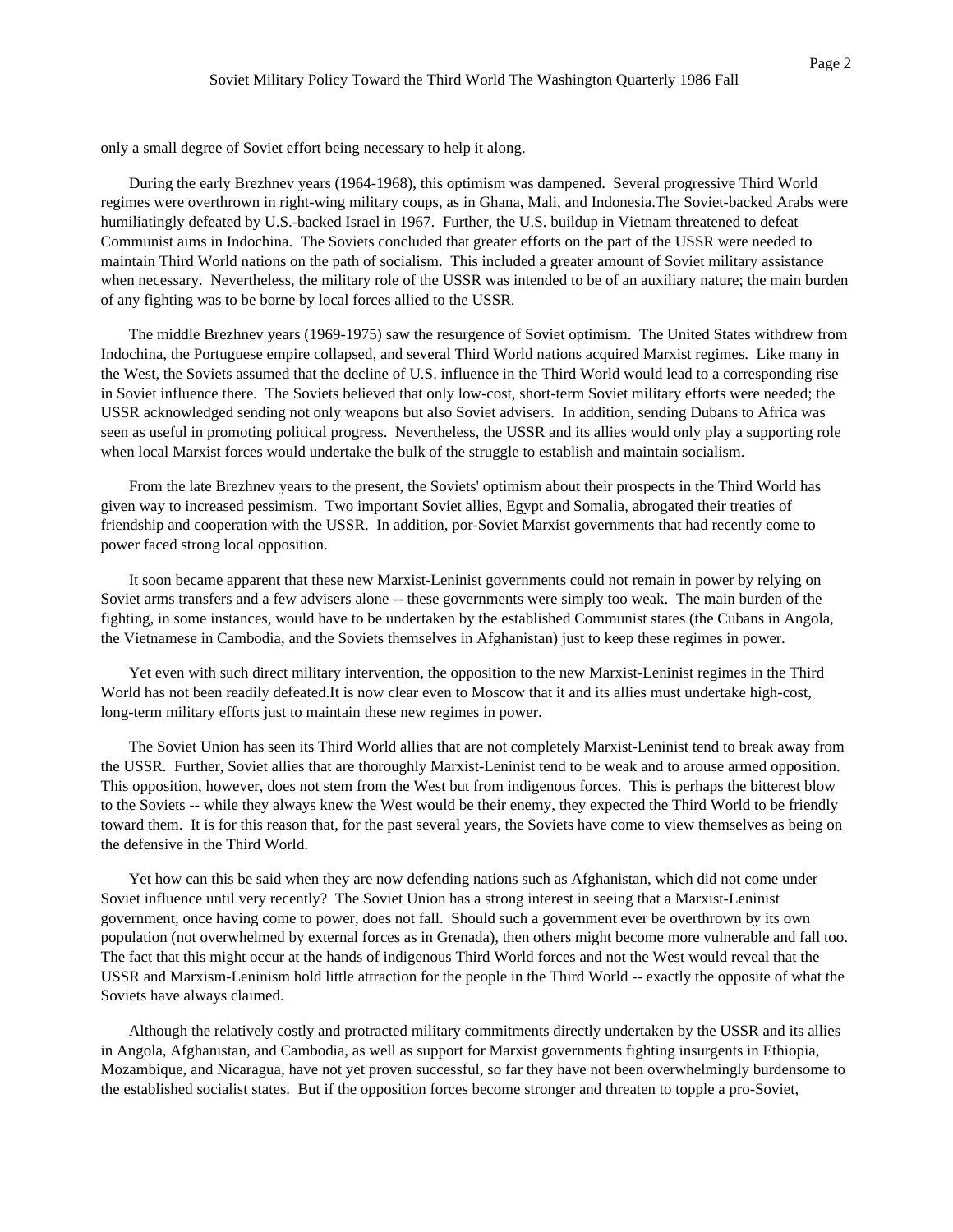only a small degree of Soviet effort being necessary to help it along.

During the early Brezhnev years (1964-1968), this optimism was dampened. Several progressive Third World regimes were overthrown in right-wing military coups, as in Ghana, Mali, and Indonesia.The Soviet-backed Arabs were humiliatingly defeated by U.S.-backed Israel in 1967. Further, the U.S. buildup in Vietnam threatened to defeat Communist aims in Indochina. The Soviets concluded that greater efforts on the part of the USSR were needed to maintain Third World nations on the path of socialism. This included a greater amount of Soviet military assistance when necessary. Nevertheless, the military role of the USSR was intended to be of an auxiliary nature; the main burden of any fighting was to be borne by local forces allied to the USSR.

The middle Brezhnev years (1969-1975) saw the resurgence of Soviet optimism. The United States withdrew from Indochina, the Portuguese empire collapsed, and several Third World nations acquired Marxist regimes. Like many in the West, the Soviets assumed that the decline of U.S. influence in the Third World would lead to a corresponding rise in Soviet influence there. The Soviets believed that only low-cost, short-term Soviet military efforts were needed; the USSR acknowledged sending not only weapons but also Soviet advisers. In addition, sending Dubans to Africa was seen as useful in promoting political progress. Nevertheless, the USSR and its allies would only play a supporting role when local Marxist forces would undertake the bulk of the struggle to establish and maintain socialism.

From the late Brezhnev years to the present, the Soviets' optimism about their prospects in the Third World has given way to increased pessimism. Two important Soviet allies, Egypt and Somalia, abrogated their treaties of friendship and cooperation with the USSR. In addition, por-Soviet Marxist governments that had recently come to power faced strong local opposition.

It soon became apparent that these new Marxist-Leninist governments could not remain in power by relying on Soviet arms transfers and a few advisers alone -- these governments were simply too weak. The main burden of the fighting, in some instances, would have to be undertaken by the established Communist states (the Cubans in Angola, the Vietnamese in Cambodia, and the Soviets themselves in Afghanistan) just to keep these regimes in power.

Yet even with such direct military intervention, the opposition to the new Marxist-Leninist regimes in the Third World has not been readily defeated.It is now clear even to Moscow that it and its allies must undertake high-cost, long-term military efforts just to maintain these new regimes in power.

The Soviet Union has seen its Third World allies that are not completely Marxist-Leninist tend to break away from the USSR. Further, Soviet allies that are thoroughly Marxist-Leninist tend to be weak and to arouse armed opposition. This opposition, however, does not stem from the West but from indigenous forces. This is perhaps the bitterest blow to the Soviets -- while they always knew the West would be their enemy, they expected the Third World to be friendly toward them. It is for this reason that, for the past several years, the Soviets have come to view themselves as being on the defensive in the Third World.

Yet how can this be said when they are now defending nations such as Afghanistan, which did not come under Soviet influence until very recently? The Soviet Union has a strong interest in seeing that a Marxist-Leninist government, once having come to power, does not fall. Should such a government ever be overthrown by its own population (not overwhelmed by external forces as in Grenada), then others might become more vulnerable and fall too. The fact that this might occur at the hands of indigenous Third World forces and not the West would reveal that the USSR and Marxism-Leninism hold little attraction for the people in the Third World -- exactly the opposite of what the Soviets have always claimed.

Although the relatively costly and protracted military commitments directly undertaken by the USSR and its allies in Angola, Afghanistan, and Cambodia, as well as support for Marxist governments fighting insurgents in Ethiopia, Mozambique, and Nicaragua, have not yet proven successful, so far they have not been overwhelmingly burdensome to the established socialist states. But if the opposition forces become stronger and threaten to topple a pro-Soviet,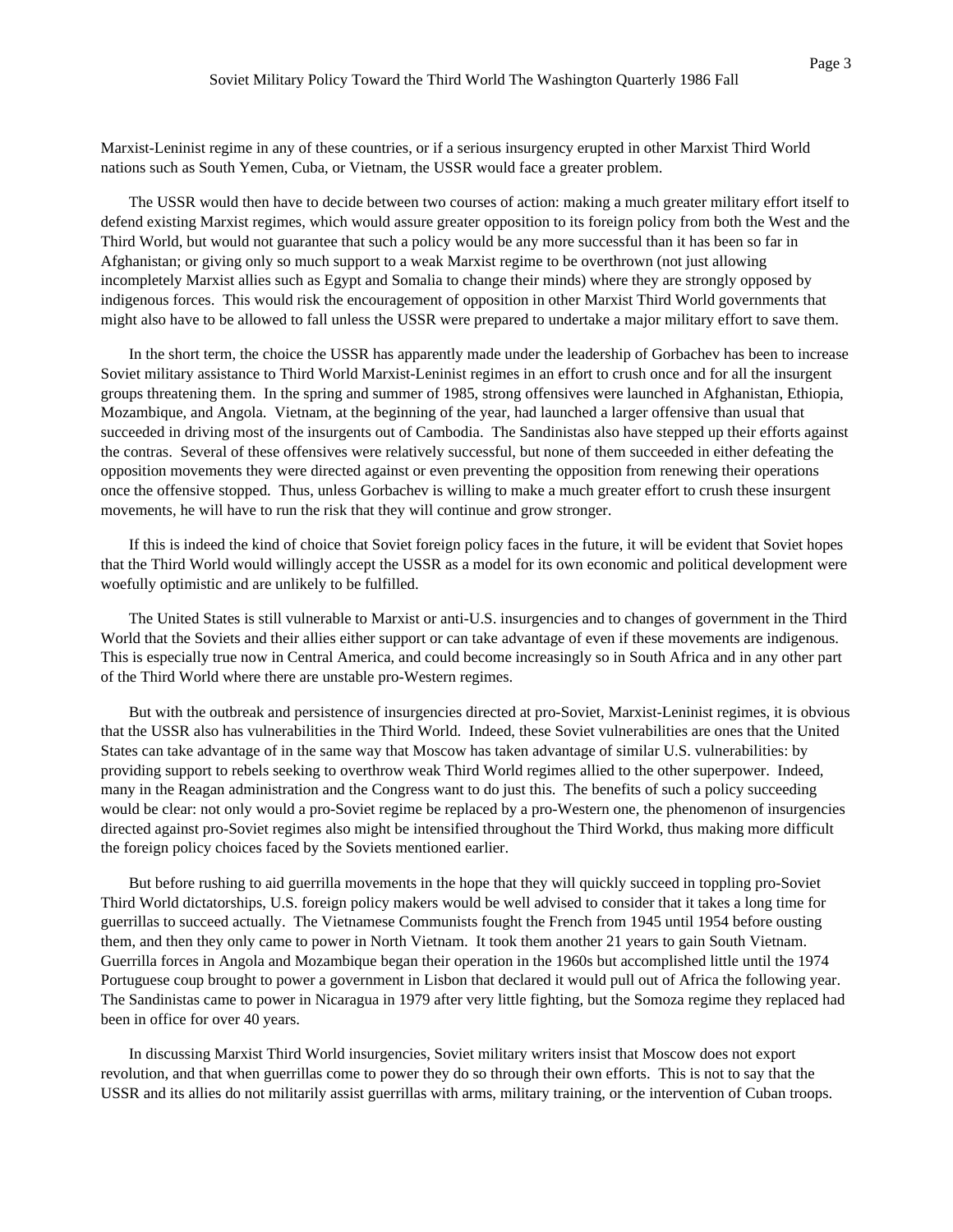Marxist-Leninist regime in any of these countries, or if a serious insurgency erupted in other Marxist Third World nations such as South Yemen, Cuba, or Vietnam, the USSR would face a greater problem.

The USSR would then have to decide between two courses of action: making a much greater military effort itself to defend existing Marxist regimes, which would assure greater opposition to its foreign policy from both the West and the Third World, but would not guarantee that such a policy would be any more successful than it has been so far in Afghanistan; or giving only so much support to a weak Marxist regime to be overthrown (not just allowing incompletely Marxist allies such as Egypt and Somalia to change their minds) where they are strongly opposed by indigenous forces. This would risk the encouragement of opposition in other Marxist Third World governments that might also have to be allowed to fall unless the USSR were prepared to undertake a major military effort to save them.

In the short term, the choice the USSR has apparently made under the leadership of Gorbachev has been to increase Soviet military assistance to Third World Marxist-Leninist regimes in an effort to crush once and for all the insurgent groups threatening them. In the spring and summer of 1985, strong offensives were launched in Afghanistan, Ethiopia, Mozambique, and Angola. Vietnam, at the beginning of the year, had launched a larger offensive than usual that succeeded in driving most of the insurgents out of Cambodia. The Sandinistas also have stepped up their efforts against the contras. Several of these offensives were relatively successful, but none of them succeeded in either defeating the opposition movements they were directed against or even preventing the opposition from renewing their operations once the offensive stopped. Thus, unless Gorbachev is willing to make a much greater effort to crush these insurgent movements, he will have to run the risk that they will continue and grow stronger.

If this is indeed the kind of choice that Soviet foreign policy faces in the future, it will be evident that Soviet hopes that the Third World would willingly accept the USSR as a model for its own economic and political development were woefully optimistic and are unlikely to be fulfilled.

The United States is still vulnerable to Marxist or anti-U.S. insurgencies and to changes of government in the Third World that the Soviets and their allies either support or can take advantage of even if these movements are indigenous. This is especially true now in Central America, and could become increasingly so in South Africa and in any other part of the Third World where there are unstable pro-Western regimes.

But with the outbreak and persistence of insurgencies directed at pro-Soviet, Marxist-Leninist regimes, it is obvious that the USSR also has vulnerabilities in the Third World. Indeed, these Soviet vulnerabilities are ones that the United States can take advantage of in the same way that Moscow has taken advantage of similar U.S. vulnerabilities: by providing support to rebels seeking to overthrow weak Third World regimes allied to the other superpower. Indeed, many in the Reagan administration and the Congress want to do just this. The benefits of such a policy succeeding would be clear: not only would a pro-Soviet regime be replaced by a pro-Western one, the phenomenon of insurgencies directed against pro-Soviet regimes also might be intensified throughout the Third Workd, thus making more difficult the foreign policy choices faced by the Soviets mentioned earlier.

But before rushing to aid guerrilla movements in the hope that they will quickly succeed in toppling pro-Soviet Third World dictatorships, U.S. foreign policy makers would be well advised to consider that it takes a long time for guerrillas to succeed actually. The Vietnamese Communists fought the French from 1945 until 1954 before ousting them, and then they only came to power in North Vietnam. It took them another 21 years to gain South Vietnam. Guerrilla forces in Angola and Mozambique began their operation in the 1960s but accomplished little until the 1974 Portuguese coup brought to power a government in Lisbon that declared it would pull out of Africa the following year. The Sandinistas came to power in Nicaragua in 1979 after very little fighting, but the Somoza regime they replaced had been in office for over 40 years.

In discussing Marxist Third World insurgencies, Soviet military writers insist that Moscow does not export revolution, and that when guerrillas come to power they do so through their own efforts. This is not to say that the USSR and its allies do not militarily assist guerrillas with arms, military training, or the intervention of Cuban troops.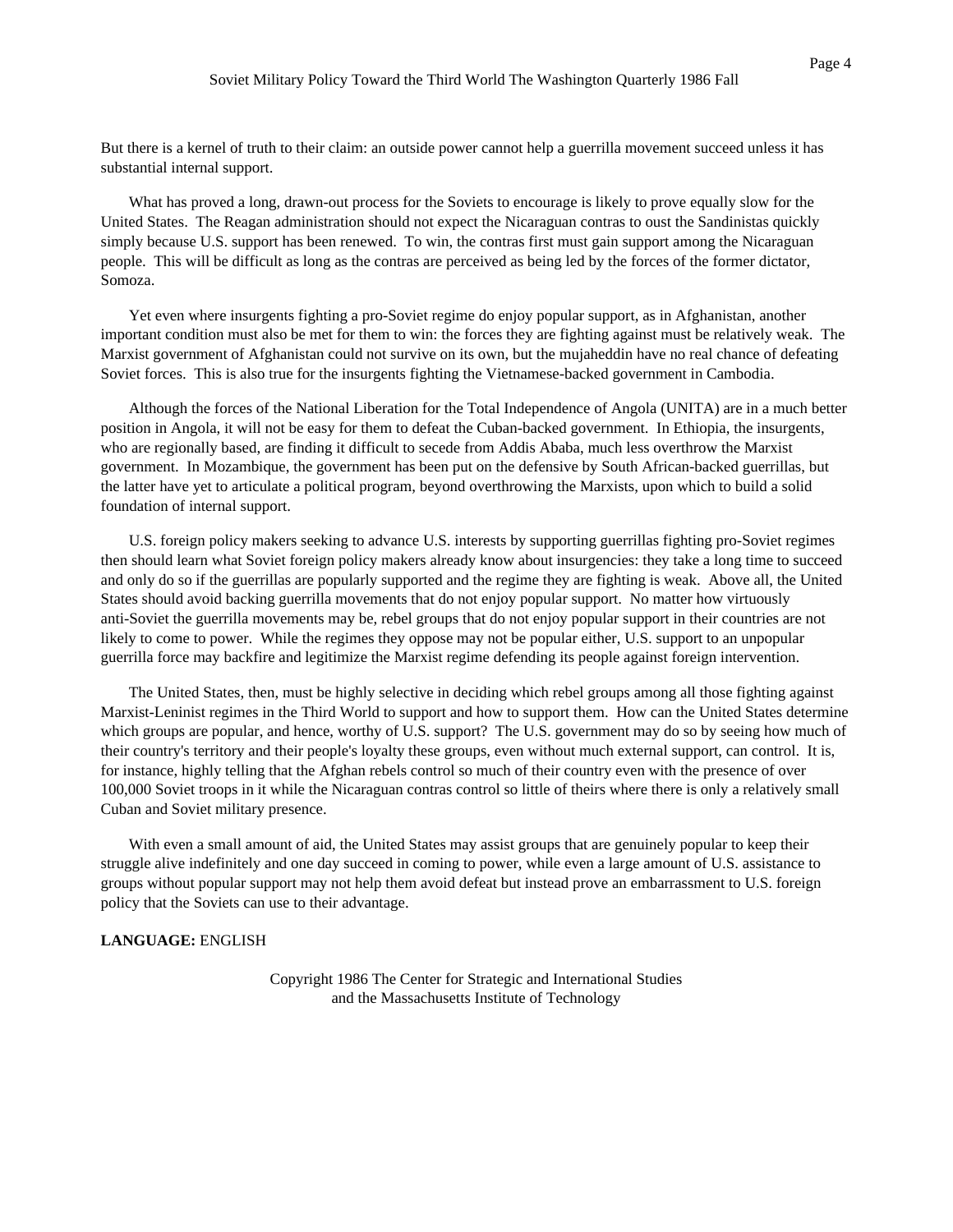But there is a kernel of truth to their claim: an outside power cannot help a guerrilla movement succeed unless it has substantial internal support.

What has proved a long, drawn-out process for the Soviets to encourage is likely to prove equally slow for the United States. The Reagan administration should not expect the Nicaraguan contras to oust the Sandinistas quickly simply because U.S. support has been renewed. To win, the contras first must gain support among the Nicaraguan people. This will be difficult as long as the contras are perceived as being led by the forces of the former dictator, Somoza.

Yet even where insurgents fighting a pro-Soviet regime do enjoy popular support, as in Afghanistan, another important condition must also be met for them to win: the forces they are fighting against must be relatively weak. The Marxist government of Afghanistan could not survive on its own, but the mujaheddin have no real chance of defeating Soviet forces. This is also true for the insurgents fighting the Vietnamese-backed government in Cambodia.

Although the forces of the National Liberation for the Total Independence of Angola (UNITA) are in a much better position in Angola, it will not be easy for them to defeat the Cuban-backed government. In Ethiopia, the insurgents, who are regionally based, are finding it difficult to secede from Addis Ababa, much less overthrow the Marxist government. In Mozambique, the government has been put on the defensive by South African-backed guerrillas, but the latter have yet to articulate a political program, beyond overthrowing the Marxists, upon which to build a solid foundation of internal support.

U.S. foreign policy makers seeking to advance U.S. interests by supporting guerrillas fighting pro-Soviet regimes then should learn what Soviet foreign policy makers already know about insurgencies: they take a long time to succeed and only do so if the guerrillas are popularly supported and the regime they are fighting is weak. Above all, the United States should avoid backing guerrilla movements that do not enjoy popular support. No matter how virtuously anti-Soviet the guerrilla movements may be, rebel groups that do not enjoy popular support in their countries are not likely to come to power. While the regimes they oppose may not be popular either, U.S. support to an unpopular guerrilla force may backfire and legitimize the Marxist regime defending its people against foreign intervention.

The United States, then, must be highly selective in deciding which rebel groups among all those fighting against Marxist-Leninist regimes in the Third World to support and how to support them. How can the United States determine which groups are popular, and hence, worthy of U.S. support? The U.S. government may do so by seeing how much of their country's territory and their people's loyalty these groups, even without much external support, can control. It is, for instance, highly telling that the Afghan rebels control so much of their country even with the presence of over 100,000 Soviet troops in it while the Nicaraguan contras control so little of theirs where there is only a relatively small Cuban and Soviet military presence.

With even a small amount of aid, the United States may assist groups that are genuinely popular to keep their struggle alive indefinitely and one day succeed in coming to power, while even a large amount of U.S. assistance to groups without popular support may not help them avoid defeat but instead prove an embarrassment to U.S. foreign policy that the Soviets can use to their advantage.

**LANGUAGE:** ENGLISH

Copyright 1986 The Center for Strategic and International Studies and the Massachusetts Institute of Technology